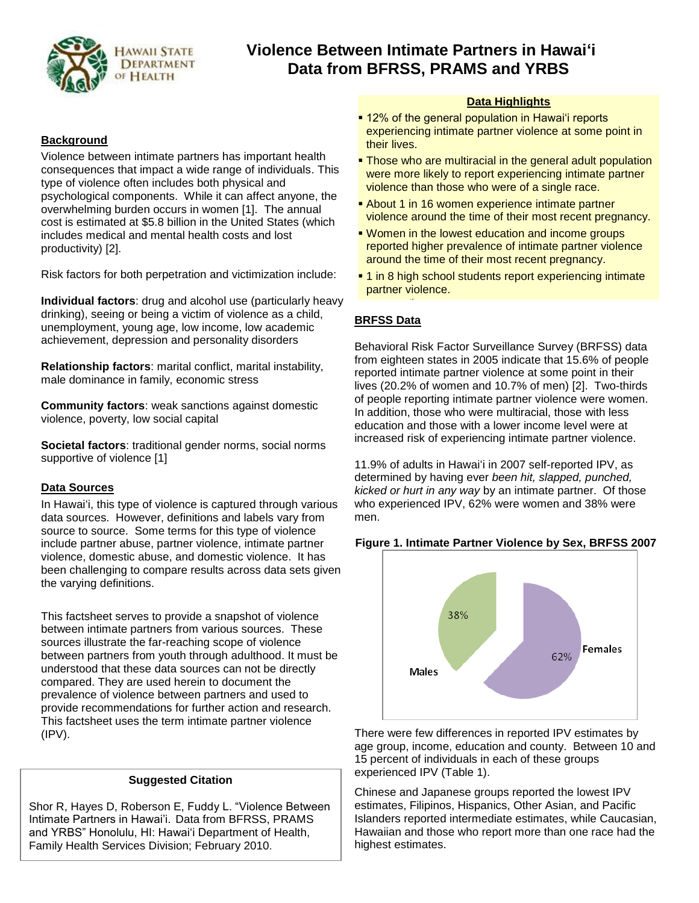# Violence Between Intimate Partners in Hawaiʻi
## Data from BFRSS, PRAMS and YRBS

### Background

Violence between intimate partners has important health consequences that impact a wide range of individuals. This type of violence often includes both physical and psychological components. While it can affect anyone, the overwhelming burden occurs in women [1]. The annual cost is estimated at $5.8 billion in the United States (which includes medical and mental health costs and lost productivity) [2].

Risk factors for both perpetration and victimization include:

**Individual factors**: drug and alcohol use (particularly heavy drinking), seeing or being a victim of violence as a child, unemployment, young age, low income, low academic achievement, depression and personality disorders

**Relationship factors**: marital conflict, marital instability, male dominance in family, economic stress

**Community factors**: weak sanctions against domestic violence, poverty, low social capital

**Societal factors**: traditional gender norms, social norms supportive of violence [1]

### Data Sources

In Hawaiʻi, this type of violence is captured through various data sources. However, definitions and labels vary from source to source. Some terms for this type of violence include partner abuse, partner violence, intimate partner violence, domestic abuse, and domestic violence. It has been challenging to compare results across data sets given the varying definitions.

This factsheet serves to provide a snapshot of violence between intimate partners from various sources. These sources illustrate the far-reaching scope of violence between partners from youth through adulthood. It must be understood that these data sources can not be directly compared. They are used herein to document the prevalence of violence between partners and used to provide recommendations for further action and research. This factsheet uses the term intimate partner violence (IPV).

**Suggested Citation**

Shor R, Hayes D, Roberson E, Fuddy L. "Violence Between Intimate Partners in Hawaiʻi. Data from BFRSS, PRAMS and YRBS" Honolulu, HI: Hawaiʻi Department of Health, Family Health Services Division; February 2010.

**Data Highlights**

- 12% of the general population in Hawaiʻi reports experiencing intimate partner violence at some point in their lives.
- Those who are multiracial in the general adult population were more likely to report experiencing intimate partner violence than those who were of a single race.
- About 1 in 16 women experience intimate partner violence around the time of their most recent pregnancy.
- Women in the lowest education and income groups reported higher prevalence of intimate partner violence around the time of their most recent pregnancy.
- 1 in 8 high school students report experiencing intimate partner violence.

### BRFSS Data

Behavioral Risk Factor Surveillance Survey (BRFSS) data from eighteen states in 2005 indicate that 15.6% of people reported intimate partner violence at some point in their lives (20.2% of women and 10.7% of men) [2]. Two-thirds of people reporting intimate partner violence were women. In addition, those who were multiracial, those with less education and those with a lower income level were at increased risk of experiencing intimate partner violence.

11.9% of adults in Hawaiʻi in 2007 self-reported IPV, as determined by having ever *been hit, slapped, punched, kicked or hurt in any way* by an intimate partner. Of those who experienced IPV, 62% were women and 38% were men.

**Figure 1. Intimate Partner Violence by Sex, BRFSS 2007**

| Sex | Percent |
|---|---|
| Males | 38% |
| Females | 62% |

There were few differences in reported IPV estimates by age group, income, education and county. Between 10 and 15 percent of individuals in each of these groups experienced IPV (Table 1).

Chinese and Japanese groups reported the lowest IPV estimates, Filipinos, Hispanics, Other Asian, and Pacific Islanders reported intermediate estimates, while Caucasian, Hawaiian and those who report more than one race had the highest estimates.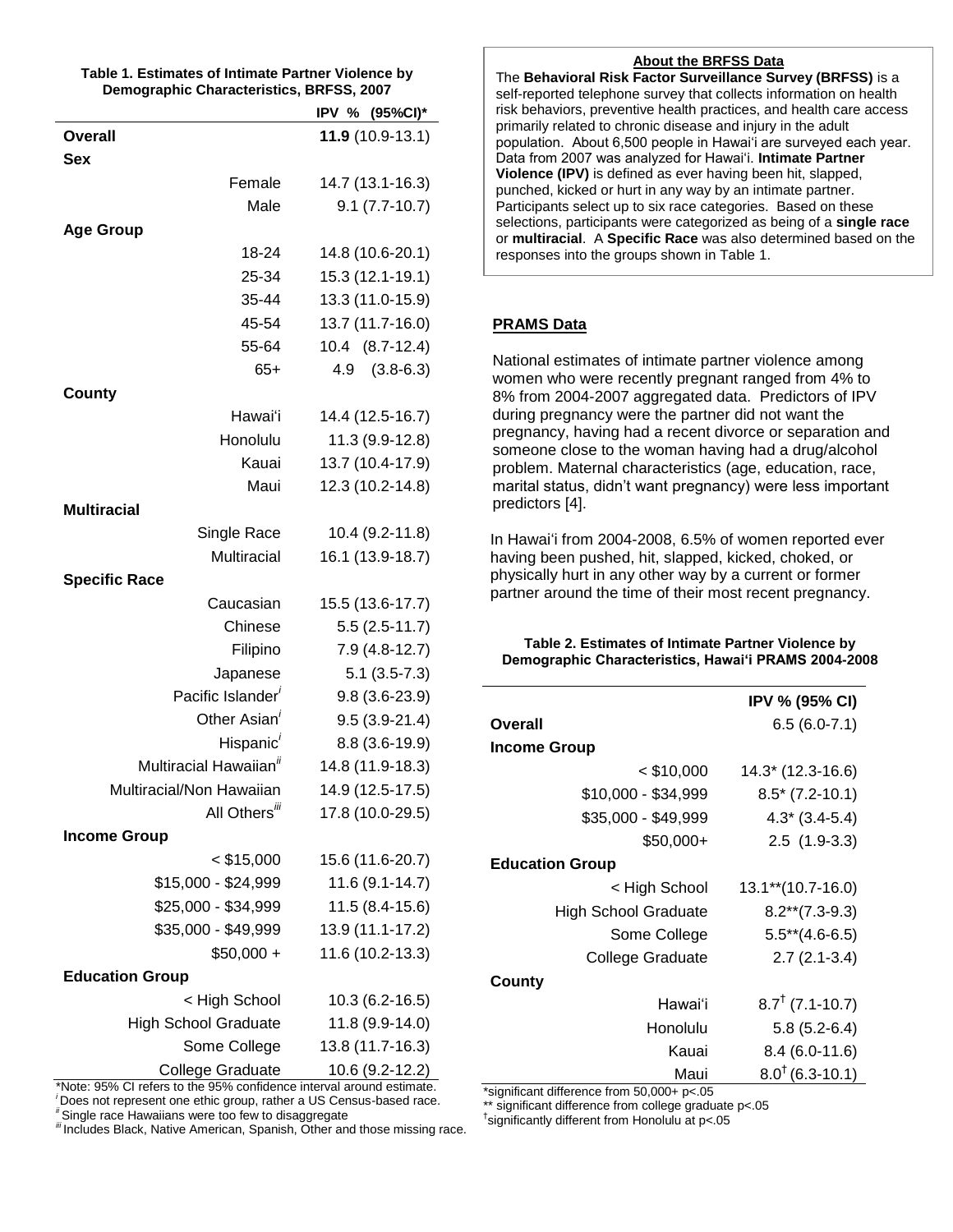**Table 1. Estimates of Intimate Partner Violence by Demographic Characteristics, BRFSS, 2007**

| | IPV % (95%CI)* |
|---|---|
| **Overall** | **11.9** (10.9-13.1) |
| **Sex** | |
| Female | 14.7 (13.1-16.3) |
| Male | 9.1 (7.7-10.7) |
| **Age Group** | |
| 18-24 | 14.8 (10.6-20.1) |
| 25-34 | 15.3 (12.1-19.1) |
| 35-44 | 13.3 (11.0-15.9) |
| 45-54 | 13.7 (11.7-16.0) |
| 55-64 | 10.4 (8.7-12.4) |
| 65+ | 4.9 (3.8-6.3) |
| **County** | |
| Hawai'i | 14.4 (12.5-16.7) |
| Honolulu | 11.3 (9.9-12.8) |
| Kauai | 13.7 (10.4-17.9) |
| Maui | 12.3 (10.2-14.8) |
| **Multiracial** | |
| Single Race | 10.4 (9.2-11.8) |
| Multiracial | 16.1 (13.9-18.7) |
| **Specific Race** | |
| Caucasian | 15.5 (13.6-17.7) |
| Chinese | 5.5 (2.5-11.7) |
| Filipino | 7.9 (4.8-12.7) |
| Japanese | 5.1 (3.5-7.3) |
| Pacific Islander[i] | 9.8 (3.6-23.9) |
| Other Asian[i] | 9.5 (3.9-21.4) |
| Hispanic[i] | 8.8 (3.6-19.9) |
| Multiracial Hawaiian[ii] | 14.8 (11.9-18.3) |
| Multiracial/Non Hawaiian | 14.9 (12.5-17.5) |
| All Others[iii] | 17.8 (10.0-29.5) |
| **Income Group** | |
| < $15,000 | 15.6 (11.6-20.7) |
| $15,000 - $24,999 | 11.6 (9.1-14.7) |
| $25,000 - $34,999 | 11.5 (8.4-15.6) |
| $35,000 - $49,999 | 13.9 (11.1-17.2) |
| $50,000 + | 11.6 (10.2-13.3) |
| **Education Group** | |
| < High School | 10.3 (6.2-16.5) |
| High School Graduate | 11.8 (9.9-14.0) |
| Some College | 13.8 (11.7-16.3) |
| College Graduate | 10.6 (9.2-12.2) |

*Note: 95% CI refers to the 95% confidence interval around estimate.
[i] Does not represent one ethic group, rather a US Census-based race.
[ii] Single race Hawaiians were too few to disaggregate
[iii] Includes Black, Native American, Spanish, Other and those missing race.

**About the BRFSS Data**

The **Behavioral Risk Factor Surveillance Survey (BRFSS)** is a self-reported telephone survey that collects information on health risk behaviors, preventive health practices, and health care access primarily related to chronic disease and injury in the adult population. About 6,500 people in Hawai'i are surveyed each year. Data from 2007 was analyzed for Hawai'i. **Intimate Partner Violence (IPV)** is defined as ever having been hit, slapped, punched, kicked or hurt in any way by an intimate partner. Participants select up to six race categories. Based on these selections, participants were categorized as being of a **single race** or **multiracial**. A **Specific Race** was also determined based on the responses into the groups shown in Table 1.

## PRAMS Data

National estimates of intimate partner violence among women who were recently pregnant ranged from 4% to 8% from 2004-2007 aggregated data. Predictors of IPV during pregnancy were the partner did not want the pregnancy, having had a recent divorce or separation and someone close to the woman having had a drug/alcohol problem. Maternal characteristics (age, education, race, marital status, didn't want pregnancy) were less important predictors [4].

In Hawai'i from 2004-2008, 6.5% of women reported ever having been pushed, hit, slapped, kicked, choked, or physically hurt in any other way by a current or former partner around the time of their most recent pregnancy.

**Table 2. Estimates of Intimate Partner Violence by Demographic Characteristics, Hawai'i PRAMS 2004-2008**

| | IPV % (95% CI) |
|---|---|
| **Overall** | 6.5 (6.0-7.1) |
| **Income Group** | |
| < $10,000 | 14.3* (12.3-16.6) |
| $10,000 - $34,999 | 8.5* (7.2-10.1) |
| $35,000 - $49,999 | 4.3* (3.4-5.4) |
| $50,000+ | 2.5 (1.9-3.3) |
| **Education Group** | |
| < High School | 13.1**(10.7-16.0) |
| High School Graduate | 8.2**(7.3-9.3) |
| Some College | 5.5**(4.6-6.5) |
| College Graduate | 2.7 (2.1-3.4) |
| **County** | |
| Hawai'i | 8.7† (7.1-10.7) |
| Honolulu | 5.8 (5.2-6.4) |
| Kauai | 8.4 (6.0-11.6) |
| Maui | 8.0† (6.3-10.1) |

*significant difference from 50,000+ p<.05
** significant difference from college graduate p<.05
†significantly different from Honolulu at p<.05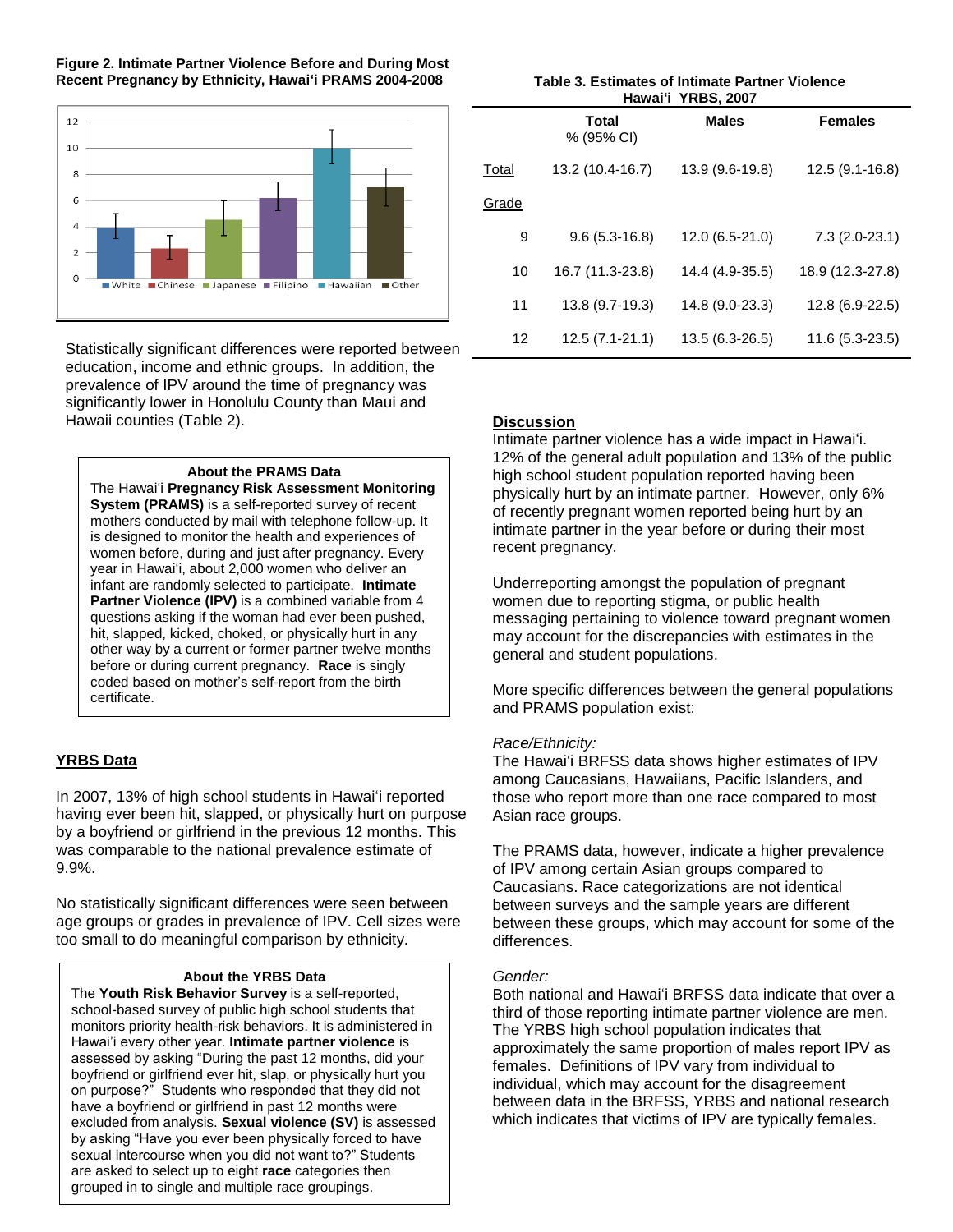**Figure 2. Intimate Partner Violence Before and During Most Recent Pregnancy by Ethnicity, Hawai'i PRAMS 2004-2008**

Statistically significant differences were reported between education, income and ethnic groups. In addition, the prevalence of IPV around the time of pregnancy was significantly lower in Honolulu County than Maui and Hawaii counties (Table 2).

> **About the PRAMS Data**
>
> The Hawai'i **Pregnancy Risk Assessment Monitoring System (PRAMS)** is a self-reported survey of recent mothers conducted by mail with telephone follow-up. It is designed to monitor the health and experiences of women before, during and just after pregnancy. Every year in Hawai'i, about 2,000 women who deliver an infant are randomly selected to participate. **Intimate Partner Violence (IPV)** is a combined variable from 4 questions asking if the woman had ever been pushed, hit, slapped, kicked, choked, or physically hurt in any other way by a current or former partner twelve months before or during current pregnancy. **Race** is singly coded based on mother's self-report from the birth certificate.

## YRBS Data

In 2007, 13% of high school students in Hawai'i reported having ever been hit, slapped, or physically hurt on purpose by a boyfriend or girlfriend in the previous 12 months. This was comparable to the national prevalence estimate of 9.9%.

No statistically significant differences were seen between age groups or grades in prevalence of IPV. Cell sizes were too small to do meaningful comparison by ethnicity.

> **About the YRBS Data**
>
> The **Youth Risk Behavior Survey** is a self-reported, school-based survey of public high school students that monitors priority health-risk behaviors. It is administered in Hawai'i every other year. **Intimate partner violence** is assessed by asking "During the past 12 months, did your boyfriend or girlfriend ever hit, slap, or physically hurt you on purpose?" Students who responded that they did not have a boyfriend or girlfriend in past 12 months were excluded from analysis. **Sexual violence (SV)** is assessed by asking "Have you ever been physically forced to have sexual intercourse when you did not want to?" Students are asked to select up to eight **race** categories then grouped in to single and multiple race groupings.

**Table 3. Estimates of Intimate Partner Violence Hawai'i YRBS, 2007**

| | Total % (95% CI) | Males | Females |
|---|---|---|---|
| Total | 13.2 (10.4-16.7) | 13.9 (9.6-19.8) | 12.5 (9.1-16.8) |
| Grade | | | |
| 9 | 9.6 (5.3-16.8) | 12.0 (6.5-21.0) | 7.3 (2.0-23.1) |
| 10 | 16.7 (11.3-23.8) | 14.4 (4.9-35.5) | 18.9 (12.3-27.8) |
| 11 | 13.8 (9.7-19.3) | 14.8 (9.0-23.3) | 12.8 (6.9-22.5) |
| 12 | 12.5 (7.1-21.1) | 13.5 (6.3-26.5) | 11.6 (5.3-23.5) |

## Discussion

Intimate partner violence has a wide impact in Hawai'i. 12% of the general adult population and 13% of the public high school student population reported having been physically hurt by an intimate partner. However, only 6% of recently pregnant women reported being hurt by an intimate partner in the year before or during their most recent pregnancy.

Underreporting amongst the population of pregnant women due to reporting stigma, or public health messaging pertaining to violence toward pregnant women may account for the discrepancies with estimates in the general and student populations.

More specific differences between the general populations and PRAMS population exist:

*Race/Ethnicity:*

The Hawai'i BRFSS data shows higher estimates of IPV among Caucasians, Hawaiians, Pacific Islanders, and those who report more than one race compared to most Asian race groups.

The PRAMS data, however, indicate a higher prevalence of IPV among certain Asian groups compared to Caucasians. Race categorizations are not identical between surveys and the sample years are different between these groups, which may account for some of the differences.

*Gender:*

Both national and Hawai'i BRFSS data indicate that over a third of those reporting intimate partner violence are men. The YRBS high school population indicates that approximately the same proportion of males report IPV as females. Definitions of IPV vary from individual to individual, which may account for the disagreement between data in the BRFSS, YRBS and national research which indicates that victims of IPV are typically females.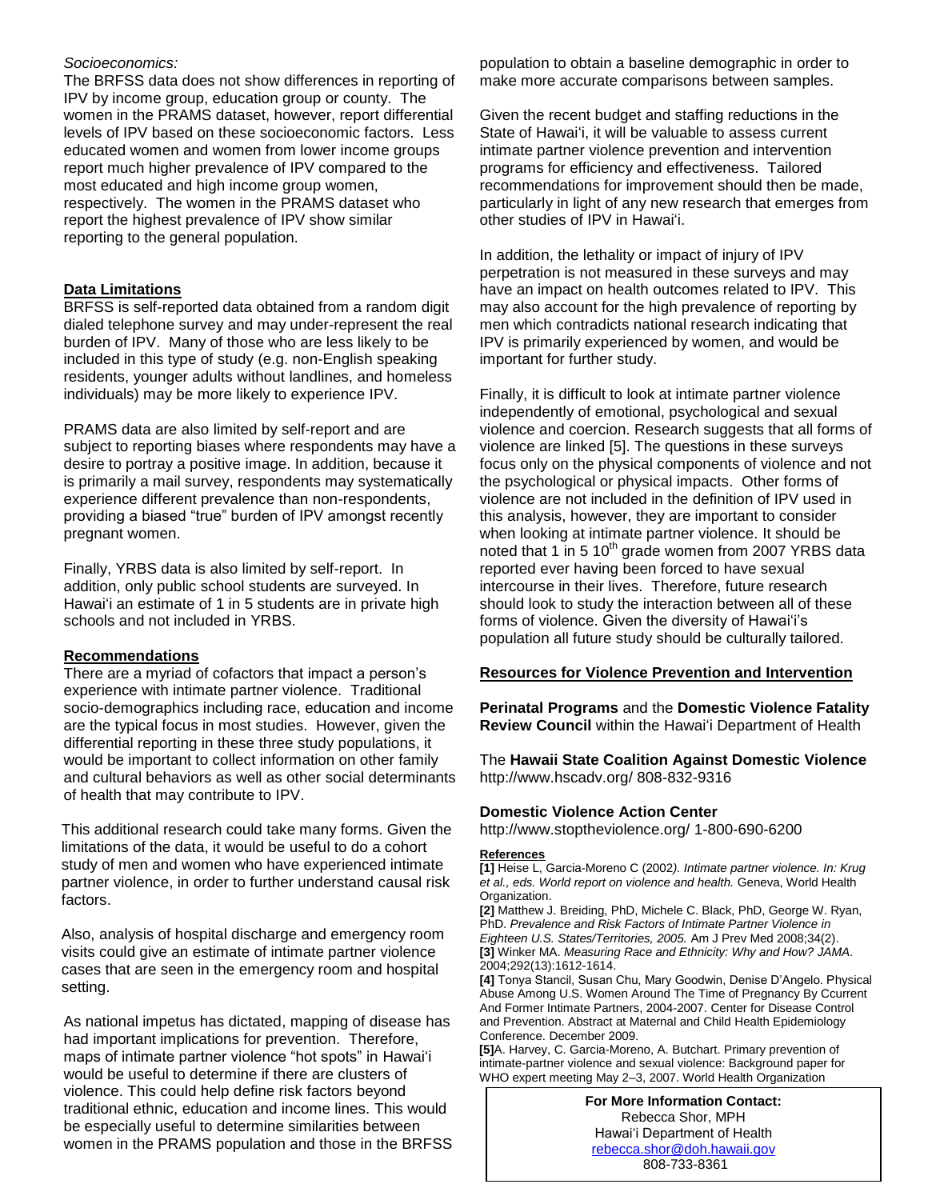*Socioeconomics:*

The BRFSS data does not show differences in reporting of IPV by income group, education group or county. The women in the PRAMS dataset, however, report differential levels of IPV based on these socioeconomic factors. Less educated women and women from lower income groups report much higher prevalence of IPV compared to the most educated and high income group women, respectively. The women in the PRAMS dataset who report the highest prevalence of IPV show similar reporting to the general population.

## Data Limitations

BRFSS is self-reported data obtained from a random digit dialed telephone survey and may under-represent the real burden of IPV. Many of those who are less likely to be included in this type of study (e.g. non-English speaking residents, younger adults without landlines, and homeless individuals) may be more likely to experience IPV.

PRAMS data are also limited by self-report and are subject to reporting biases where respondents may have a desire to portray a positive image. In addition, because it is primarily a mail survey, respondents may systematically experience different prevalence than non-respondents, providing a biased "true" burden of IPV amongst recently pregnant women.

Finally, YRBS data is also limited by self-report. In addition, only public school students are surveyed. In Hawai'i an estimate of 1 in 5 students are in private high schools and not included in YRBS.

## Recommendations

There are a myriad of cofactors that impact a person's experience with intimate partner violence. Traditional socio-demographics including race, education and income are the typical focus in most studies. However, given the differential reporting in these three study populations, it would be important to collect information on other family and cultural behaviors as well as other social determinants of health that may contribute to IPV.

This additional research could take many forms. Given the limitations of the data, it would be useful to do a cohort study of men and women who have experienced intimate partner violence, in order to further understand causal risk factors.

Also, analysis of hospital discharge and emergency room visits could give an estimate of intimate partner violence cases that are seen in the emergency room and hospital setting.

As national impetus has dictated, mapping of disease has had important implications for prevention. Therefore, maps of intimate partner violence "hot spots" in Hawai'i would be useful to determine if there are clusters of violence. This could help define risk factors beyond traditional ethnic, education and income lines. This would be especially useful to determine similarities between women in the PRAMS population and those in the BRFSS population to obtain a baseline demographic in order to make more accurate comparisons between samples.

Given the recent budget and staffing reductions in the State of Hawai'i, it will be valuable to assess current intimate partner violence prevention and intervention programs for efficiency and effectiveness. Tailored recommendations for improvement should then be made, particularly in light of any new research that emerges from other studies of IPV in Hawai'i.

In addition, the lethality or impact of injury of IPV perpetration is not measured in these surveys and may have an impact on health outcomes related to IPV. This may also account for the high prevalence of reporting by men which contradicts national research indicating that IPV is primarily experienced by women, and would be important for further study.

Finally, it is difficult to look at intimate partner violence independently of emotional, psychological and sexual violence and coercion. Research suggests that all forms of violence are linked [5]. The questions in these surveys focus only on the physical components of violence and not the psychological or physical impacts. Other forms of violence are not included in the definition of IPV used in this analysis, however, they are important to consider when looking at intimate partner violence. It should be noted that 1 in 5 10th grade women from 2007 YRBS data reported ever having been forced to have sexual intercourse in their lives. Therefore, future research should look to study the interaction between all of these forms of violence. Given the diversity of Hawai'i's population all future study should be culturally tailored.

## Resources for Violence Prevention and Intervention

**Perinatal Programs** and the **Domestic Violence Fatality Review Council** within the Hawai'i Department of Health

The **Hawaii State Coalition Against Domestic Violence**
http://www.hscadv.org/ 808-832-9316

**Domestic Violence Action Center**
http://www.stoptheviolence.org/ 1-800-690-6200

### References

**[1]** Heise L, Garcia-Moreno C (2002*). Intimate partner violence. In: Krug et al., eds. World report on violence and health.* Geneva, World Health Organization.

**[2]** Matthew J. Breiding, PhD, Michele C. Black, PhD, George W. Ryan, PhD. *Prevalence and Risk Factors of Intimate Partner Violence in Eighteen U.S. States/Territories, 2005.* Am J Prev Med 2008;34(2).

**[3]** Winker MA. *Measuring Race and Ethnicity: Why and How? JAMA*. 2004;292(13):1612-1614.

**[4]** Tonya Stancil, Susan Chu, Mary Goodwin, Denise D'Angelo. Physical Abuse Among U.S. Women Around The Time of Pregnancy By Ccurrent And Former Intimate Partners, 2004-2007. Center for Disease Control and Prevention. Abstract at Maternal and Child Health Epidemiology Conference. December 2009.

**[5]**A. Harvey, C. Garcia-Moreno, A. Butchart. Primary prevention of intimate-partner violence and sexual violence: Background paper for WHO expert meeting May 2–3, 2007. World Health Organization

**For More Information Contact:**
Rebecca Shor, MPH
Hawai'i Department of Health
rebecca.shor@doh.hawaii.gov
808-733-8361